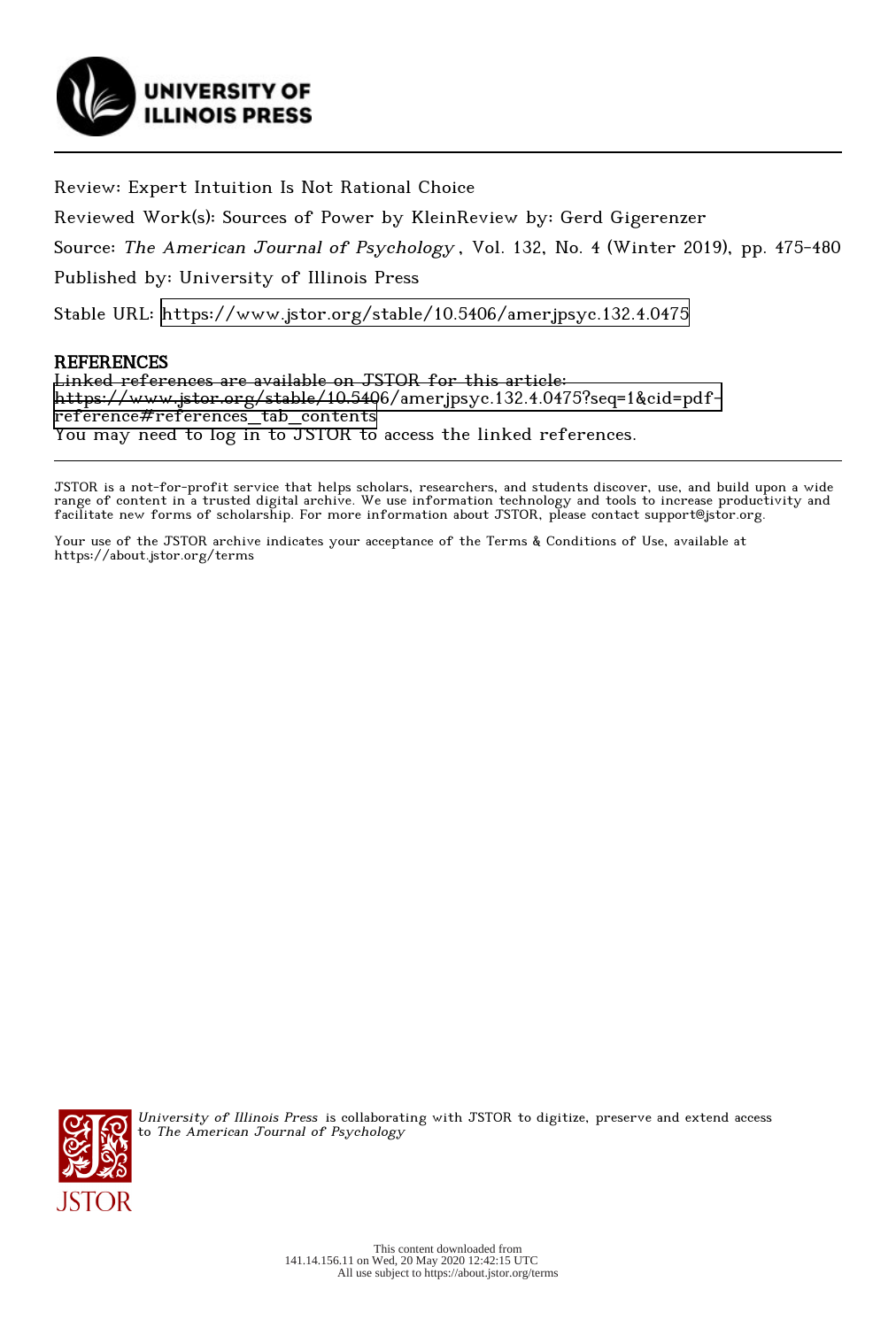UNIVERSITY OF ILLINOIS PRESS

Review: Expert Intuition Is Not Rational Choice

Reviewed Work(s): Sources of Power by KleinReview by: Gerd Gigerenzer

Source: *The American Journal of Psychology* , Vol. 132, No. 4 (Winter 2019), pp. 475-480

Published by: University of Illinois Press

Stable URL: https://www.jstor.org/stable/10.5406/amerjpsyc.132.4.0475

## REFERENCES

Linked references are available on JSTOR for this article:
https://www.jstor.org/stable/10.5406/amerjpsyc.132.4.0475?seq=1&cid=pdf-reference#references_tab_contents
You may need to log in to JSTOR to access the linked references.

JSTOR is a not-for-profit service that helps scholars, researchers, and students discover, use, and build upon a wide range of content in a trusted digital archive. We use information technology and tools to increase productivity and facilitate new forms of scholarship. For more information about JSTOR, please contact support@jstor.org.

Your use of the JSTOR archive indicates your acceptance of the Terms & Conditions of Use, available at https://about.jstor.org/terms

*University of Illinois Press* is collaborating with JSTOR to digitize, preserve and extend access to *The American Journal of Psychology*

JSTOR

This content downloaded from 141.14.156.11 on Wed, 20 May 2020 12:42:15 UTC
All use subject to https://about.jstor.org/terms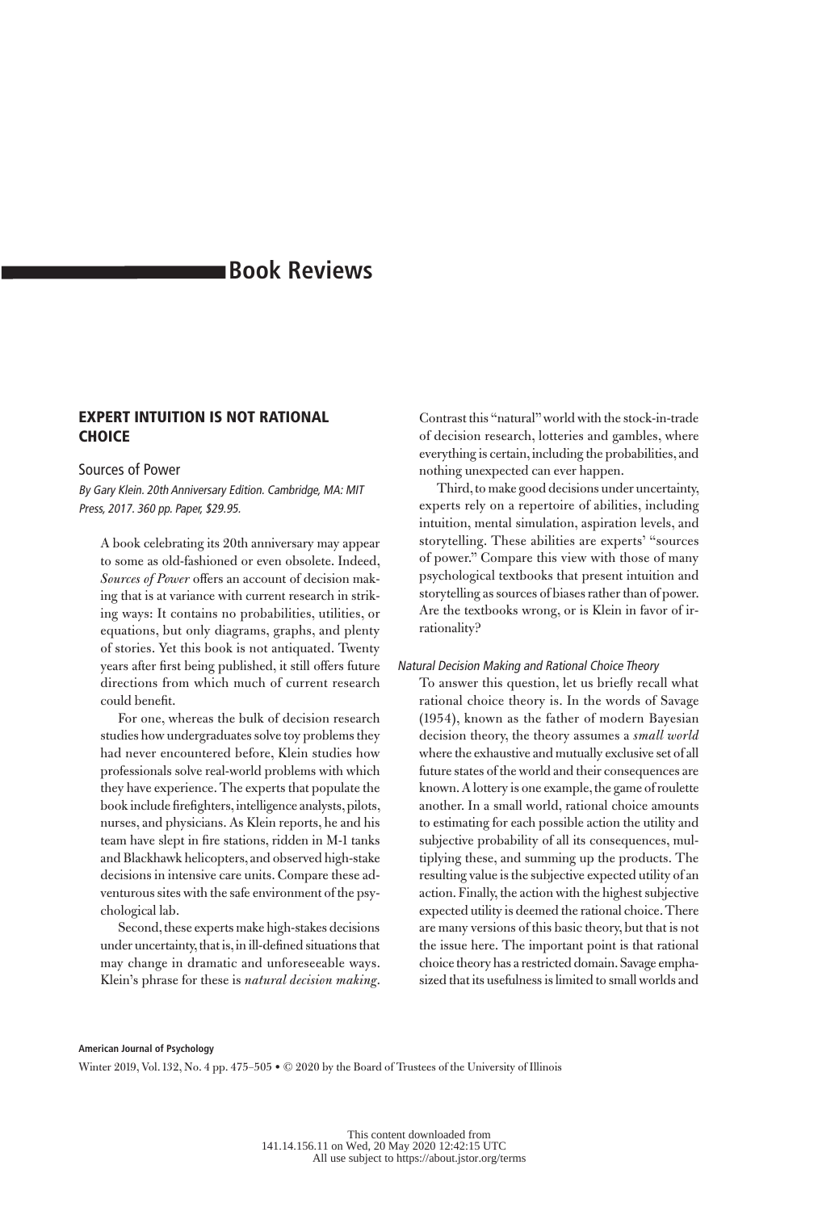# Book Reviews

## EXPERT INTUITION IS NOT RATIONAL CHOICE

### Sources of Power

*By Gary Klein. 20th Anniversary Edition. Cambridge, MA: MIT Press, 2017. 360 pp. Paper, $29.95.*

A book celebrating its 20th anniversary may appear to some as old-fashioned or even obsolete. Indeed, *Sources of Power* offers an account of decision making that is at variance with current research in striking ways: It contains no probabilities, utilities, or equations, but only diagrams, graphs, and plenty of stories. Yet this book is not antiquated. Twenty years after first being published, it still offers future directions from which much of current research could benefit.

For one, whereas the bulk of decision research studies how undergraduates solve toy problems they had never encountered before, Klein studies how professionals solve real-world problems with which they have experience. The experts that populate the book include firefighters, intelligence analysts, pilots, nurses, and physicians. As Klein reports, he and his team have slept in fire stations, ridden in M-1 tanks and Blackhawk helicopters, and observed high-stake decisions in intensive care units. Compare these adventurous sites with the safe environment of the psychological lab.

Second, these experts make high-stakes decisions under uncertainty, that is, in ill-defined situations that may change in dramatic and unforeseeable ways. Klein's phrase for these is *natural decision making*. Contrast this "natural" world with the stock-in-trade of decision research, lotteries and gambles, where everything is certain, including the probabilities, and nothing unexpected can ever happen.

Third, to make good decisions under uncertainty, experts rely on a repertoire of abilities, including intuition, mental simulation, aspiration levels, and storytelling. These abilities are experts' "sources of power." Compare this view with those of many psychological textbooks that present intuition and storytelling as sources of biases rather than of power. Are the textbooks wrong, or is Klein in favor of irrationality?

#### *Natural Decision Making and Rational Choice Theory*

To answer this question, let us briefly recall what rational choice theory is. In the words of Savage (1954), known as the father of modern Bayesian decision theory, the theory assumes a *small world* where the exhaustive and mutually exclusive set of all future states of the world and their consequences are known. A lottery is one example, the game of roulette another. In a small world, rational choice amounts to estimating for each possible action the utility and subjective probability of all its consequences, multiplying these, and summing up the products. The resulting value is the subjective expected utility of an action. Finally, the action with the highest subjective expected utility is deemed the rational choice. There are many versions of this basic theory, but that is not the issue here. The important point is that rational choice theory has a restricted domain. Savage emphasized that its usefulness is limited to small worlds and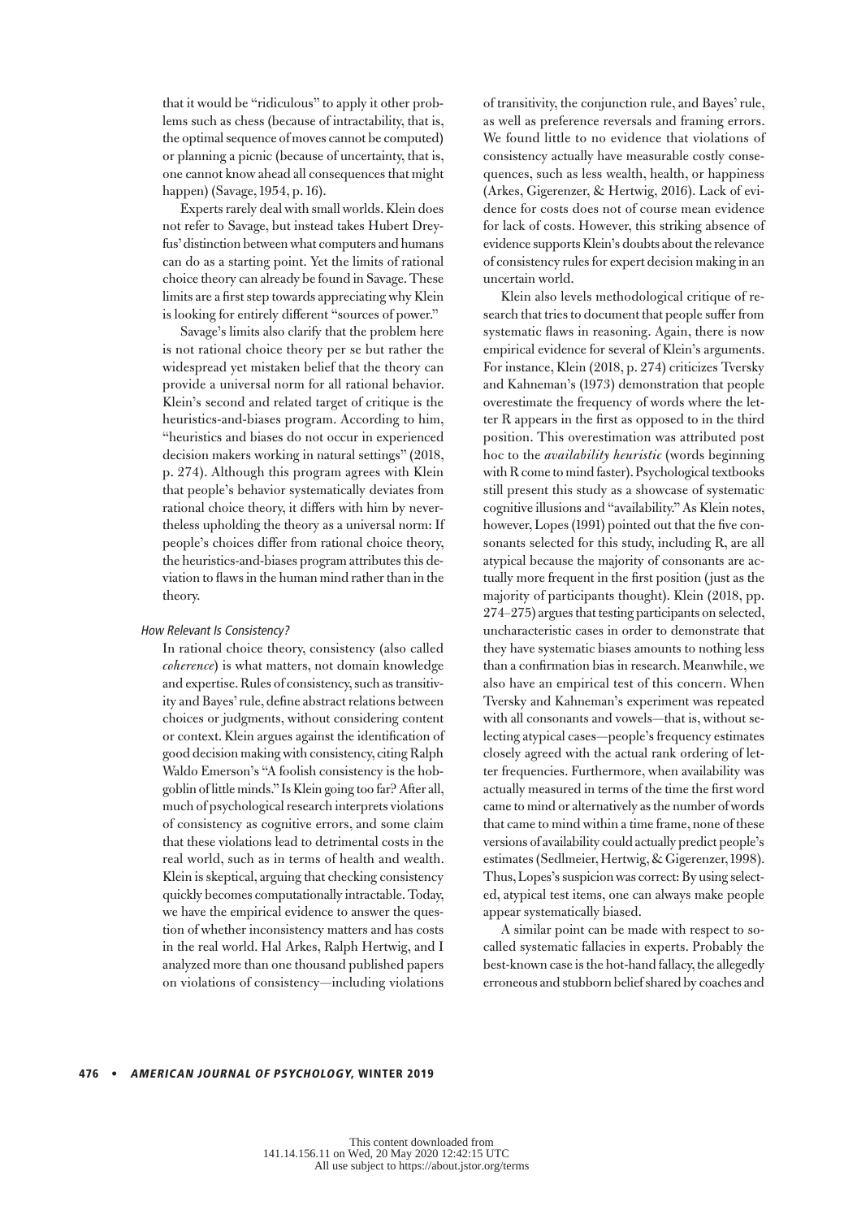that it would be "ridiculous" to apply it other problems such as chess (because of intractability, that is, the optimal sequence of moves cannot be computed) or planning a picnic (because of uncertainty, that is, one cannot know ahead all consequences that might happen) (Savage, 1954, p. 16).

Experts rarely deal with small worlds. Klein does not refer to Savage, but instead takes Hubert Dreyfus' distinction between what computers and humans can do as a starting point. Yet the limits of rational choice theory can already be found in Savage. These limits are a first step towards appreciating why Klein is looking for entirely different "sources of power."

Savage's limits also clarify that the problem here is not rational choice theory per se but rather the widespread yet mistaken belief that the theory can provide a universal norm for all rational behavior. Klein's second and related target of critique is the heuristics-and-biases program. According to him, "heuristics and biases do not occur in experienced decision makers working in natural settings" (2018, p. 274). Although this program agrees with Klein that people's behavior systematically deviates from rational choice theory, it differs with him by nevertheless upholding the theory as a universal norm: If people's choices differ from rational choice theory, the heuristics-and-biases program attributes this deviation to flaws in the human mind rather than in the theory.

### *How Relevant Is Consistency?*

In rational choice theory, consistency (also called *coherence*) is what matters, not domain knowledge and expertise. Rules of consistency, such as transitivity and Bayes' rule, define abstract relations between choices or judgments, without considering content or context. Klein argues against the identification of good decision making with consistency, citing Ralph Waldo Emerson's "A foolish consistency is the hobgoblin of little minds." Is Klein going too far? After all, much of psychological research interprets violations of consistency as cognitive errors, and some claim that these violations lead to detrimental costs in the real world, such as in terms of health and wealth. Klein is skeptical, arguing that checking consistency quickly becomes computationally intractable. Today, we have the empirical evidence to answer the question of whether inconsistency matters and has costs in the real world. Hal Arkes, Ralph Hertwig, and I analyzed more than one thousand published papers on violations of consistency—including violations of transitivity, the conjunction rule, and Bayes' rule, as well as preference reversals and framing errors. We found little to no evidence that violations of consistency actually have measurable costly consequences, such as less wealth, health, or happiness (Arkes, Gigerenzer, & Hertwig, 2016). Lack of evidence for costs does not of course mean evidence for lack of costs. However, this striking absence of evidence supports Klein's doubts about the relevance of consistency rules for expert decision making in an uncertain world.

Klein also levels methodological critique of research that tries to document that people suffer from systematic flaws in reasoning. Again, there is now empirical evidence for several of Klein's arguments. For instance, Klein (2018, p. 274) criticizes Tversky and Kahneman's (1973) demonstration that people overestimate the frequency of words where the letter R appears in the first as opposed to in the third position. This overestimation was attributed post hoc to the *availability heuristic* (words beginning with R come to mind faster). Psychological textbooks still present this study as a showcase of systematic cognitive illusions and "availability." As Klein notes, however, Lopes (1991) pointed out that the five consonants selected for this study, including R, are all atypical because the majority of consonants are actually more frequent in the first position (just as the majority of participants thought). Klein (2018, pp. 274–275) argues that testing participants on selected, uncharacteristic cases in order to demonstrate that they have systematic biases amounts to nothing less than a confirmation bias in research. Meanwhile, we also have an empirical test of this concern. When Tversky and Kahneman's experiment was repeated with all consonants and vowels—that is, without selecting atypical cases—people's frequency estimates closely agreed with the actual rank ordering of letter frequencies. Furthermore, when availability was actually measured in terms of the time the first word came to mind or alternatively as the number of words that came to mind within a time frame, none of these versions of availability could actually predict people's estimates (Sedlmeier, Hertwig, & Gigerenzer, 1998). Thus, Lopes's suspicion was correct: By using selected, atypical test items, one can always make people appear systematically biased.

A similar point can be made with respect to so-called systematic fallacies in experts. Probably the best-known case is the hot-hand fallacy, the allegedly erroneous and stubborn belief shared by coaches and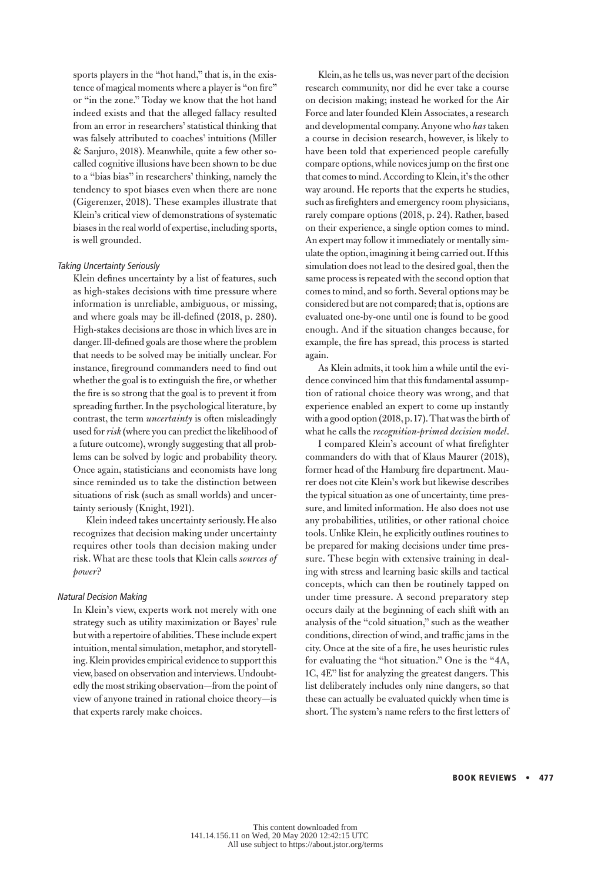sports players in the "hot hand," that is, in the existence of magical moments where a player is "on fire" or "in the zone." Today we know that the hot hand indeed exists and that the alleged fallacy resulted from an error in researchers' statistical thinking that was falsely attributed to coaches' intuitions (Miller & Sanjuro, 2018). Meanwhile, quite a few other so-called cognitive illusions have been shown to be due to a "bias bias" in researchers' thinking, namely the tendency to spot biases even when there are none (Gigerenzer, 2018). These examples illustrate that Klein's critical view of demonstrations of systematic biases in the real world of expertise, including sports, is well grounded.

### *Taking Uncertainty Seriously*

Klein defines uncertainty by a list of features, such as high-stakes decisions with time pressure where information is unreliable, ambiguous, or missing, and where goals may be ill-defined (2018, p. 280). High-stakes decisions are those in which lives are in danger. Ill-defined goals are those where the problem that needs to be solved may be initially unclear. For instance, fireground commanders need to find out whether the goal is to extinguish the fire, or whether the fire is so strong that the goal is to prevent it from spreading further. In the psychological literature, by contrast, the term *uncertainty* is often misleadingly used for *risk* (where you can predict the likelihood of a future outcome), wrongly suggesting that all problems can be solved by logic and probability theory. Once again, statisticians and economists have long since reminded us to take the distinction between situations of risk (such as small worlds) and uncertainty seriously (Knight, 1921).

Klein indeed takes uncertainty seriously. He also recognizes that decision making under uncertainty requires other tools than decision making under risk. What are these tools that Klein calls *sources of power*?

### *Natural Decision Making*

In Klein's view, experts work not merely with one strategy such as utility maximization or Bayes' rule but with a repertoire of abilities. These include expert intuition, mental simulation, metaphor, and storytelling. Klein provides empirical evidence to support this view, based on observation and interviews. Undoubtedly the most striking observation—from the point of view of anyone trained in rational choice theory—is that experts rarely make choices.

Klein, as he tells us, was never part of the decision research community, nor did he ever take a course on decision making; instead he worked for the Air Force and later founded Klein Associates, a research and developmental company. Anyone who *has* taken a course in decision research, however, is likely to have been told that experienced people carefully compare options, while novices jump on the first one that comes to mind. According to Klein, it's the other way around. He reports that the experts he studies, such as firefighters and emergency room physicians, rarely compare options (2018, p. 24). Rather, based on their experience, a single option comes to mind. An expert may follow it immediately or mentally simulate the option, imagining it being carried out. If this simulation does not lead to the desired goal, then the same process is repeated with the second option that comes to mind, and so forth. Several options may be considered but are not compared; that is, options are evaluated one-by-one until one is found to be good enough. And if the situation changes because, for example, the fire has spread, this process is started again.

As Klein admits, it took him a while until the evidence convinced him that this fundamental assumption of rational choice theory was wrong, and that experience enabled an expert to come up instantly with a good option (2018, p. 17). That was the birth of what he calls the *recognition-primed decision model*.

I compared Klein's account of what firefighter commanders do with that of Klaus Maurer (2018), former head of the Hamburg fire department. Maurer does not cite Klein's work but likewise describes the typical situation as one of uncertainty, time pressure, and limited information. He also does not use any probabilities, utilities, or other rational choice tools. Unlike Klein, he explicitly outlines routines to be prepared for making decisions under time pressure. These begin with extensive training in dealing with stress and learning basic skills and tactical concepts, which can then be routinely tapped on under time pressure. A second preparatory step occurs daily at the beginning of each shift with an analysis of the "cold situation," such as the weather conditions, direction of wind, and traffic jams in the city. Once at the site of a fire, he uses heuristic rules for evaluating the "hot situation." One is the "4A, 1C, 4E" list for analyzing the greatest dangers. This list deliberately includes only nine dangers, so that these can actually be evaluated quickly when time is short. The system's name refers to the first letters of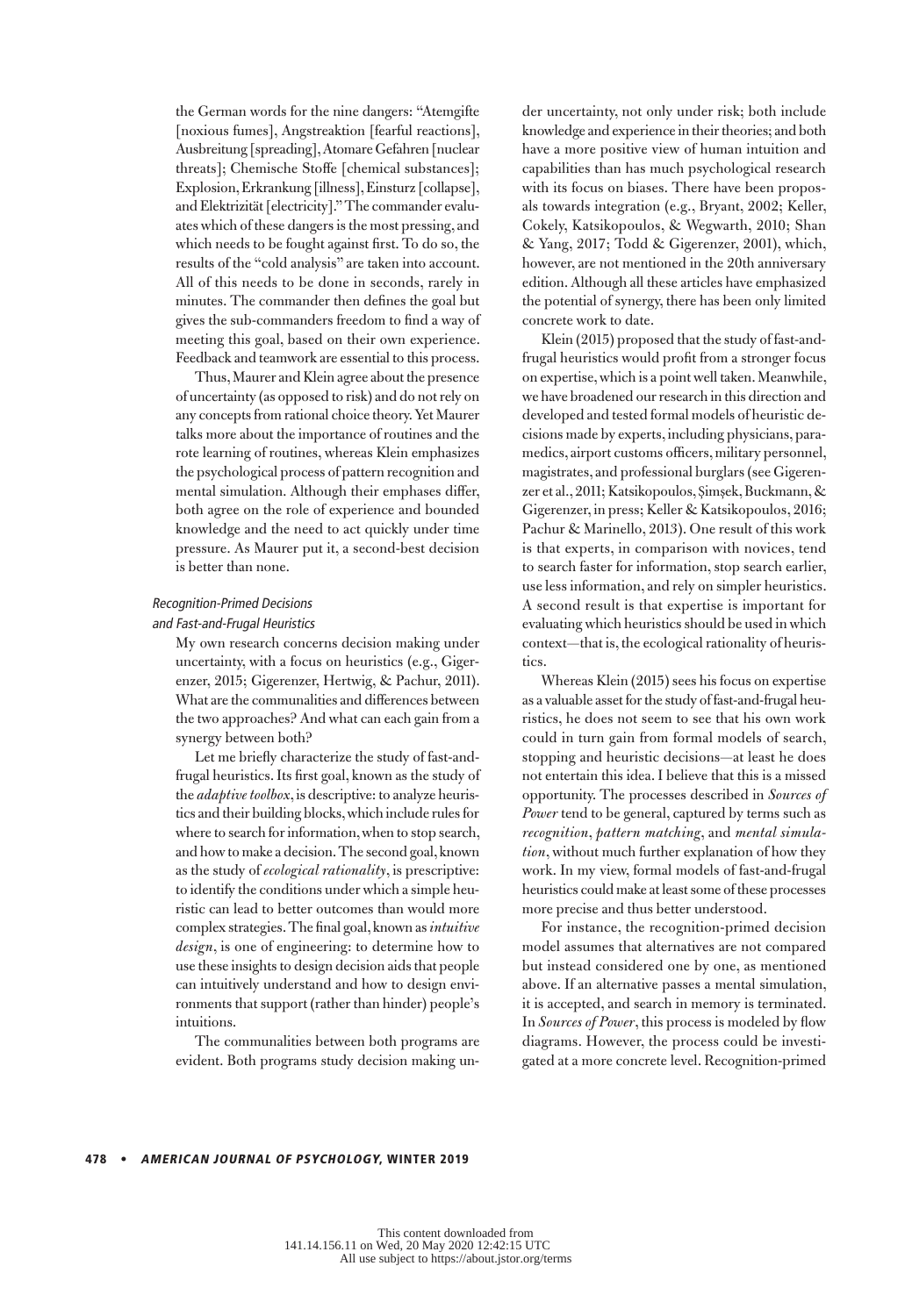the German words for the nine dangers: "Atemgifte [noxious fumes], Angstreaktion [fearful reactions], Ausbreitung [spreading], Atomare Gefahren [nuclear threats]; Chemische Stoffe [chemical substances]; Explosion, Erkrankung [illness], Einsturz [collapse], and Elektrizität [electricity]." The commander evaluates which of these dangers is the most pressing, and which needs to be fought against first. To do so, the results of the "cold analysis" are taken into account. All of this needs to be done in seconds, rarely in minutes. The commander then defines the goal but gives the sub-commanders freedom to find a way of meeting this goal, based on their own experience. Feedback and teamwork are essential to this process.

Thus, Maurer and Klein agree about the presence of uncertainty (as opposed to risk) and do not rely on any concepts from rational choice theory. Yet Maurer talks more about the importance of routines and the rote learning of routines, whereas Klein emphasizes the psychological process of pattern recognition and mental simulation. Although their emphases differ, both agree on the role of experience and bounded knowledge and the need to act quickly under time pressure. As Maurer put it, a second-best decision is better than none.

### *Recognition-Primed Decisions and Fast-and-Frugal Heuristics*

My own research concerns decision making under uncertainty, with a focus on heuristics (e.g., Gigerenzer, 2015; Gigerenzer, Hertwig, & Pachur, 2011). What are the communalities and differences between the two approaches? And what can each gain from a synergy between both?

Let me briefly characterize the study of fast-and-frugal heuristics. Its first goal, known as the study of the *adaptive toolbox*, is descriptive: to analyze heuristics and their building blocks, which include rules for where to search for information, when to stop search, and how to make a decision. The second goal, known as the study of *ecological rationality*, is prescriptive: to identify the conditions under which a simple heuristic can lead to better outcomes than would more complex strategies. The final goal, known as *intuitive design*, is one of engineering: to determine how to use these insights to design decision aids that people can intuitively understand and how to design environments that support (rather than hinder) people's intuitions.

The communalities between both programs are evident. Both programs study decision making under uncertainty, not only under risk; both include knowledge and experience in their theories; and both have a more positive view of human intuition and capabilities than has much psychological research with its focus on biases. There have been proposals towards integration (e.g., Bryant, 2002; Keller, Cokely, Katsikopoulos, & Wegwarth, 2010; Shan & Yang, 2017; Todd & Gigerenzer, 2001), which, however, are not mentioned in the 20th anniversary edition. Although all these articles have emphasized the potential of synergy, there has been only limited concrete work to date.

Klein (2015) proposed that the study of fast-and-frugal heuristics would profit from a stronger focus on expertise, which is a point well taken. Meanwhile, we have broadened our research in this direction and developed and tested formal models of heuristic decisions made by experts, including physicians, paramedics, airport customs officers, military personnel, magistrates, and professional burglars (see Gigerenzer et al., 2011; Katsikopoulos, Şimşek, Buckmann, & Gigerenzer, in press; Keller & Katsikopoulos, 2016; Pachur & Marinello, 2013). One result of this work is that experts, in comparison with novices, tend to search faster for information, stop search earlier, use less information, and rely on simpler heuristics. A second result is that expertise is important for evaluating which heuristics should be used in which context—that is, the ecological rationality of heuristics.

Whereas Klein (2015) sees his focus on expertise as a valuable asset for the study of fast-and-frugal heuristics, he does not seem to see that his own work could in turn gain from formal models of search, stopping and heuristic decisions—at least he does not entertain this idea. I believe that this is a missed opportunity. The processes described in *Sources of Power* tend to be general, captured by terms such as *recognition*, *pattern matching*, and *mental simulation*, without much further explanation of how they work. In my view, formal models of fast-and-frugal heuristics could make at least some of these processes more precise and thus better understood.

For instance, the recognition-primed decision model assumes that alternatives are not compared but instead considered one by one, as mentioned above. If an alternative passes a mental simulation, it is accepted, and search in memory is terminated. In *Sources of Power*, this process is modeled by flow diagrams. However, the process could be investigated at a more concrete level. Recognition-primed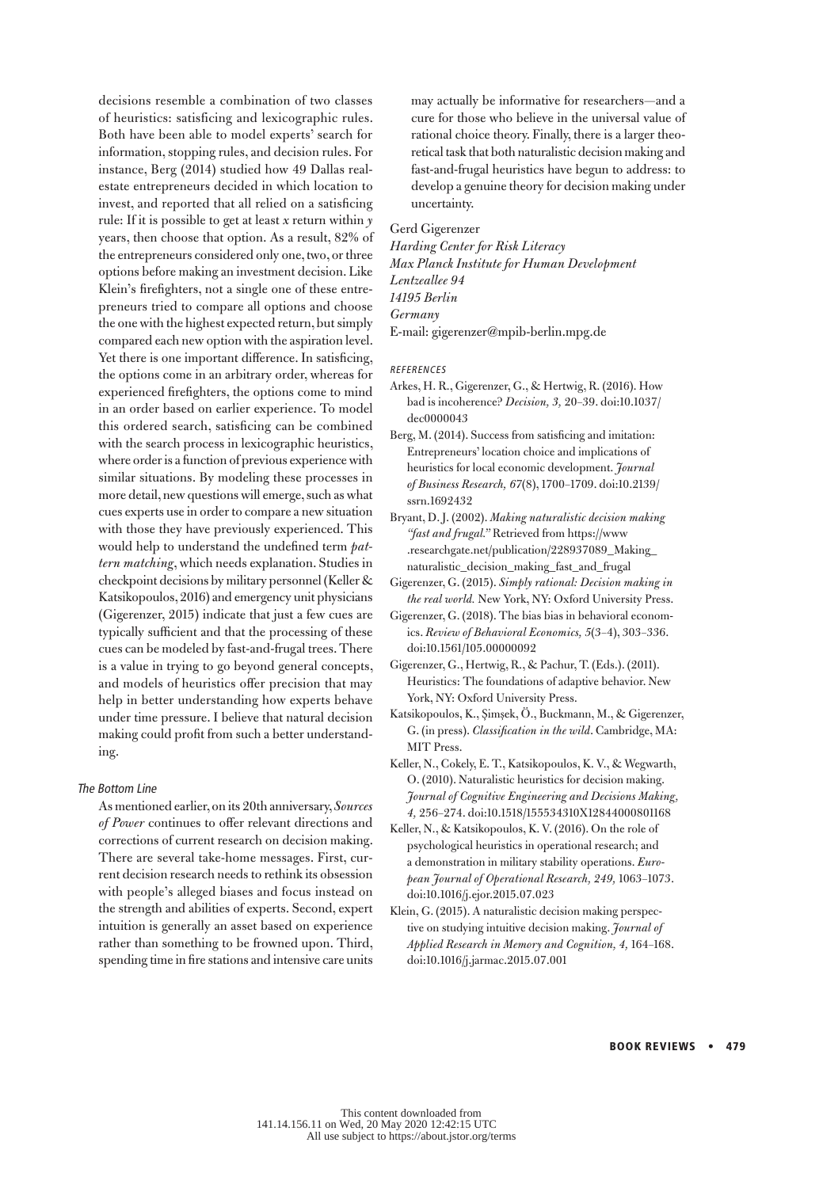decisions resemble a combination of two classes of heuristics: satisficing and lexicographic rules. Both have been able to model experts' search for information, stopping rules, and decision rules. For instance, Berg (2014) studied how 49 Dallas real-estate entrepreneurs decided in which location to invest, and reported that all relied on a satisficing rule: If it is possible to get at least $x$ return within $y$ years, then choose that option. As a result, 82% of the entrepreneurs considered only one, two, or three options before making an investment decision. Like Klein's firefighters, not a single one of these entrepreneurs tried to compare all options and choose the one with the highest expected return, but simply compared each new option with the aspiration level. Yet there is one important difference. In satisficing, the options come in an arbitrary order, whereas for experienced firefighters, the options come to mind in an order based on earlier experience. To model this ordered search, satisficing can be combined with the search process in lexicographic heuristics, where order is a function of previous experience with similar situations. By modeling these processes in more detail, new questions will emerge, such as what cues experts use in order to compare a new situation with those they have previously experienced. This would help to understand the undefined term *pattern matching*, which needs explanation. Studies in checkpoint decisions by military personnel (Keller & Katsikopoulos, 2016) and emergency unit physicians (Gigerenzer, 2015) indicate that just a few cues are typically sufficient and that the processing of these cues can be modeled by fast-and-frugal trees. There is a value in trying to go beyond general concepts, and models of heuristics offer precision that may help in better understanding how experts behave under time pressure. I believe that natural decision making could profit from such a better understanding.

### *The Bottom Line*

As mentioned earlier, on its 20th anniversary, *Sources of Power* continues to offer relevant directions and corrections of current research on decision making. There are several take-home messages. First, current decision research needs to rethink its obsession with people's alleged biases and focus instead on the strength and abilities of experts. Second, expert intuition is generally an asset based on experience rather than something to be frowned upon. Third, spending time in fire stations and intensive care units may actually be informative for researchers—and a cure for those who believe in the universal value of rational choice theory. Finally, there is a larger theoretical task that both naturalistic decision making and fast-and-frugal heuristics have begun to address: to develop a genuine theory for decision making under uncertainty.

Gerd Gigerenzer
*Harding Center for Risk Literacy*
*Max Planck Institute for Human Development*
*Lentzeallee 94*
*14195 Berlin*
*Germany*
E-mail: gigerenzer@mpib-berlin.mpg.de

### *REFERENCES*

Arkes, H. R., Gigerenzer, G., & Hertwig, R. (2016). How bad is incoherence? *Decision, 3,* 20–39. doi:10.1037/dec0000043

Berg, M. (2014). Success from satisficing and imitation: Entrepreneurs' location choice and implications of heuristics for local economic development. *Journal of Business Research, 67*(8), 1700–1709. doi:10.2139/ssrn.1692432

Bryant, D. J. (2002). *Making naturalistic decision making "fast and frugal."* Retrieved from https://www.researchgate.net/publication/228937089_Making_naturalistic_decision_making_fast_and_frugal

Gigerenzer, G. (2015). *Simply rational: Decision making in the real world.* New York, NY: Oxford University Press.

Gigerenzer, G. (2018). The bias bias in behavioral economics. *Review of Behavioral Economics, 5*(3–4), 303–336. doi:10.1561/105.00000092

Gigerenzer, G., Hertwig, R., & Pachur, T. (Eds.). (2011). Heuristics: The foundations of adaptive behavior. New York, NY: Oxford University Press.

Katsikopoulos, K., Şimşek, Ö., Buckmann, M., & Gigerenzer, G. (in press). *Classification in the wild*. Cambridge, MA: MIT Press.

Keller, N., Cokely, E. T., Katsikopoulos, K. V., & Wegwarth, O. (2010). Naturalistic heuristics for decision making. *Journal of Cognitive Engineering and Decisions Making, 4,* 256–274. doi:10.1518/155534310X12844000801168

Keller, N., & Katsikopoulos, K. V. (2016). On the role of psychological heuristics in operational research; and a demonstration in military stability operations. *European Journal of Operational Research, 249,* 1063–1073. doi:10.1016/j.ejor.2015.07.023

Klein, G. (2015). A naturalistic decision making perspective on studying intuitive decision making. *Journal of Applied Research in Memory and Cognition, 4,* 164–168. doi:10.1016/j.jarmac.2015.07.001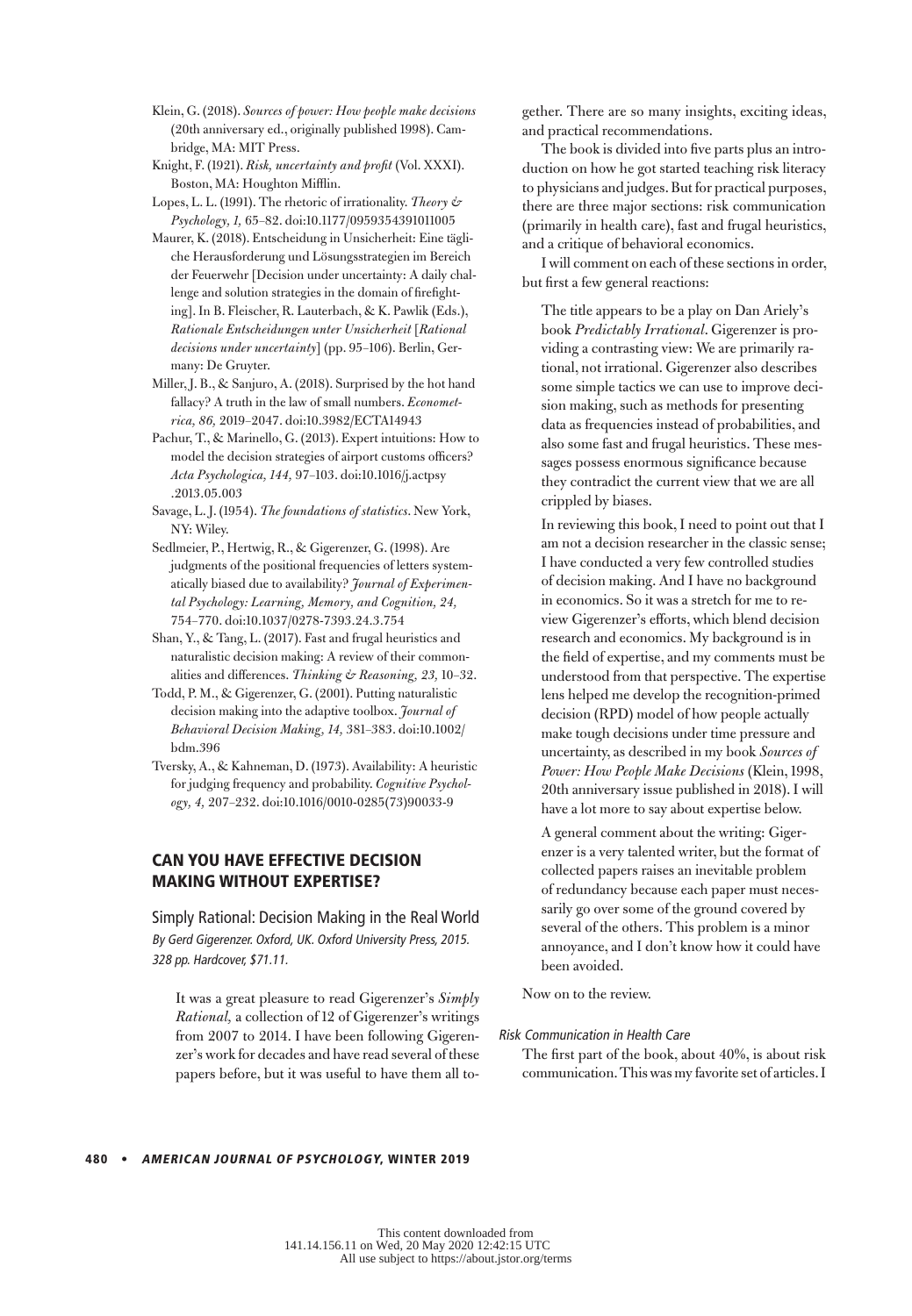Klein, G. (2018). *Sources of power: How people make decisions* (20th anniversary ed., originally published 1998). Cambridge, MA: MIT Press.

Knight, F. (1921). *Risk, uncertainty and profit* (Vol. XXXI). Boston, MA: Houghton Mifflin.

Lopes, L. L. (1991). The rhetoric of irrationality. *Theory & Psychology, 1,* 65–82. doi:10.1177/0959354391011005

Maurer, K. (2018). Entscheidung in Unsicherheit: Eine tägliche Herausforderung und Lösungsstrategien im Bereich der Feuerwehr [Decision under uncertainty: A daily challenge and solution strategies in the domain of firefighting]. In B. Fleischer, R. Lauterbach, & K. Pawlik (Eds.), *Rationale Entscheidungen unter Unsicherheit* [*Rational decisions under uncertainty*] (pp. 95–106). Berlin, Germany: De Gruyter.

Miller, J. B., & Sanjuro, A. (2018). Surprised by the hot hand fallacy? A truth in the law of small numbers. *Econometrica, 86,* 2019–2047. doi:10.3982/ECTA14943

Pachur, T., & Marinello, G. (2013). Expert intuitions: How to model the decision strategies of airport customs officers? *Acta Psychologica, 144,* 97–103. doi:10.1016/j.actpsy.2013.05.003

Savage, L. J. (1954). *The foundations of statistics*. New York, NY: Wiley.

Sedlmeier, P., Hertwig, R., & Gigerenzer, G. (1998). Are judgments of the positional frequencies of letters systematically biased due to availability? *Journal of Experimental Psychology: Learning, Memory, and Cognition, 24,* 754–770. doi:10.1037/0278-7393.24.3.754

Shan, Y., & Tang, L. (2017). Fast and frugal heuristics and naturalistic decision making: A review of their commonalities and differences. *Thinking & Reasoning, 23,* 10–32.

Todd, P. M., & Gigerenzer, G. (2001). Putting naturalistic decision making into the adaptive toolbox. *Journal of Behavioral Decision Making, 14,* 381–383. doi:10.1002/bdm.396

Tversky, A., & Kahneman, D. (1973). Availability: A heuristic for judging frequency and probability. *Cognitive Psychology, 4,* 207–232. doi:10.1016/0010-0285(73)90033-9

## CAN YOU HAVE EFFECTIVE DECISION MAKING WITHOUT EXPERTISE?

### Simply Rational: Decision Making in the Real World

*By Gerd Gigerenzer. Oxford, UK. Oxford University Press, 2015. 328 pp. Hardcover, $71.11.*

It was a great pleasure to read Gigerenzer's *Simply Rational,* a collection of 12 of Gigerenzer's writings from 2007 to 2014. I have been following Gigerenzer's work for decades and have read several of these papers before, but it was useful to have them all together. There are so many insights, exciting ideas, and practical recommendations.

The book is divided into five parts plus an introduction on how he got started teaching risk literacy to physicians and judges. But for practical purposes, there are three major sections: risk communication (primarily in health care), fast and frugal heuristics, and a critique of behavioral economics.

I will comment on each of these sections in order, but first a few general reactions:

> The title appears to be a play on Dan Ariely's book *Predictably Irrational*. Gigerenzer is providing a contrasting view: We are primarily rational, not irrational. Gigerenzer also describes some simple tactics we can use to improve decision making, such as methods for presenting data as frequencies instead of probabilities, and also some fast and frugal heuristics. These messages possess enormous significance because they contradict the current view that we are all crippled by biases.
>
> In reviewing this book, I need to point out that I am not a decision researcher in the classic sense; I have conducted a very few controlled studies of decision making. And I have no background in economics. So it was a stretch for me to review Gigerenzer's efforts, which blend decision research and economics. My background is in the field of expertise, and my comments must be understood from that perspective. The expertise lens helped me develop the recognition-primed decision (RPD) model of how people actually make tough decisions under time pressure and uncertainty, as described in my book *Sources of Power: How People Make Decisions* (Klein, 1998, 20th anniversary issue published in 2018). I will have a lot more to say about expertise below.
>
> A general comment about the writing: Gigerenzer is a very talented writer, but the format of collected papers raises an inevitable problem of redundancy because each paper must necessarily go over some of the ground covered by several of the others. This problem is a minor annoyance, and I don't know how it could have been avoided.

Now on to the review.

#### *Risk Communication in Health Care*

The first part of the book, about 40%, is about risk communication. This was my favorite set of articles. I